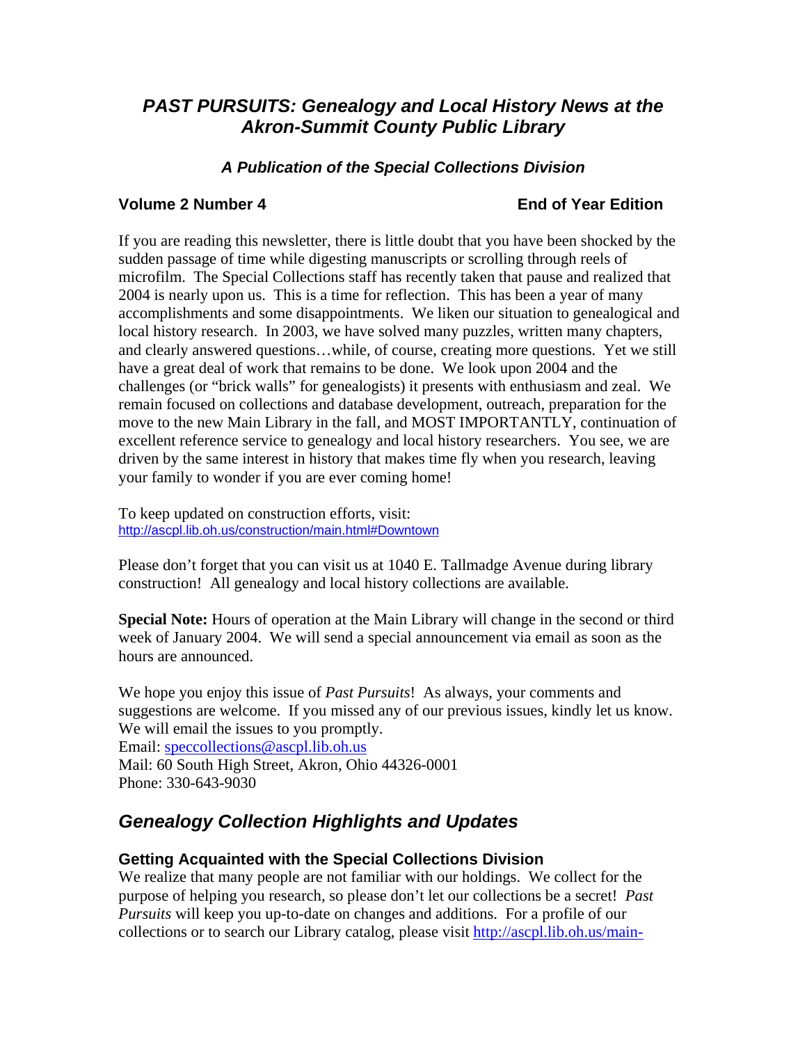# *PAST PURSUITS: Genealogy and Local History News at the Akron-Summit County Public Library*

### *A Publication of the Special Collections Division*

**Volume 2 Number 4** **End of Year Edition**

If you are reading this newsletter, there is little doubt that you have been shocked by the sudden passage of time while digesting manuscripts or scrolling through reels of microfilm. The Special Collections staff has recently taken that pause and realized that 2004 is nearly upon us. This is a time for reflection. This has been a year of many accomplishments and some disappointments. We liken our situation to genealogical and local history research. In 2003, we have solved many puzzles, written many chapters, and clearly answered questions…while, of course, creating more questions. Yet we still have a great deal of work that remains to be done. We look upon 2004 and the challenges (or "brick walls" for genealogists) it presents with enthusiasm and zeal. We remain focused on collections and database development, outreach, preparation for the move to the new Main Library in the fall, and MOST IMPORTANTLY, continuation of excellent reference service to genealogy and local history researchers. You see, we are driven by the same interest in history that makes time fly when you research, leaving your family to wonder if you are ever coming home!

To keep updated on construction efforts, visit:
http://ascpl.lib.oh.us/construction/main.html#Downtown

Please don't forget that you can visit us at 1040 E. Tallmadge Avenue during library construction! All genealogy and local history collections are available.

**Special Note:** Hours of operation at the Main Library will change in the second or third week of January 2004. We will send a special announcement via email as soon as the hours are announced.

We hope you enjoy this issue of *Past Pursuits*! As always, your comments and suggestions are welcome. If you missed any of our previous issues, kindly let us know. We will email the issues to you promptly.
Email: speccollections@ascpl.lib.oh.us
Mail: 60 South High Street, Akron, Ohio 44326-0001
Phone: 330-643-9030

## *Genealogy Collection Highlights and Updates*

### Getting Acquainted with the Special Collections Division

We realize that many people are not familiar with our holdings. We collect for the purpose of helping you research, so please don't let our collections be a secret! *Past Pursuits* will keep you up-to-date on changes and additions. For a profile of our collections or to search our Library catalog, please visit http://ascpl.lib.oh.us/main-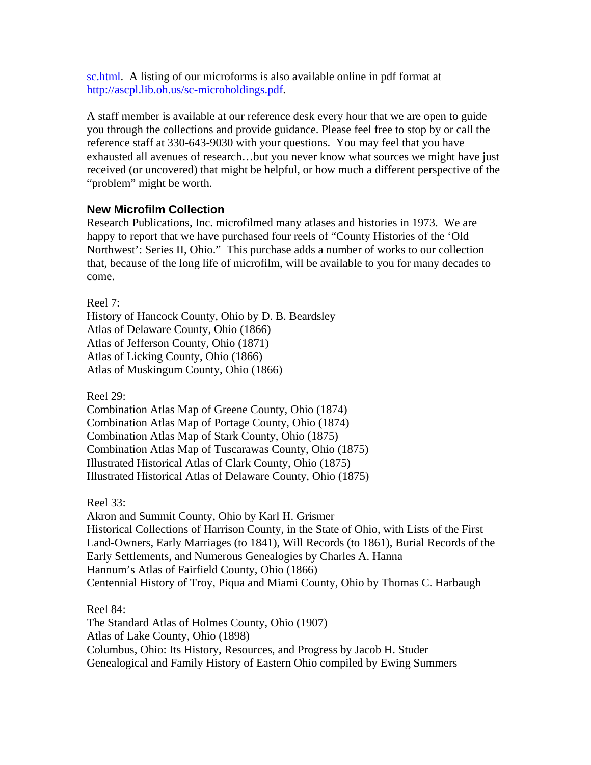sc.html. A listing of our microforms is also available online in pdf format at http://ascpl.lib.oh.us/sc-microholdings.pdf.

A staff member is available at our reference desk every hour that we are open to guide you through the collections and provide guidance. Please feel free to stop by or call the reference staff at 330-643-9030 with your questions. You may feel that you have exhausted all avenues of research…but you never know what sources we might have just received (or uncovered) that might be helpful, or how much a different perspective of the "problem" might be worth.

### New Microfilm Collection

Research Publications, Inc. microfilmed many atlases and histories in 1973. We are happy to report that we have purchased four reels of "County Histories of the 'Old Northwest': Series II, Ohio." This purchase adds a number of works to our collection that, because of the long life of microfilm, will be available to you for many decades to come.

Reel 7:
History of Hancock County, Ohio by D. B. Beardsley
Atlas of Delaware County, Ohio (1866)
Atlas of Jefferson County, Ohio (1871)
Atlas of Licking County, Ohio (1866)
Atlas of Muskingum County, Ohio (1866)

Reel 29:
Combination Atlas Map of Greene County, Ohio (1874)
Combination Atlas Map of Portage County, Ohio (1874)
Combination Atlas Map of Stark County, Ohio (1875)
Combination Atlas Map of Tuscarawas County, Ohio (1875)
Illustrated Historical Atlas of Clark County, Ohio (1875)
Illustrated Historical Atlas of Delaware County, Ohio (1875)

Reel 33:
Akron and Summit County, Ohio by Karl H. Grismer
Historical Collections of Harrison County, in the State of Ohio, with Lists of the First Land-Owners, Early Marriages (to 1841), Will Records (to 1861), Burial Records of the Early Settlements, and Numerous Genealogies by Charles A. Hanna
Hannum's Atlas of Fairfield County, Ohio (1866)
Centennial History of Troy, Piqua and Miami County, Ohio by Thomas C. Harbaugh

Reel 84:
The Standard Atlas of Holmes County, Ohio (1907)
Atlas of Lake County, Ohio (1898)
Columbus, Ohio: Its History, Resources, and Progress by Jacob H. Studer
Genealogical and Family History of Eastern Ohio compiled by Ewing Summers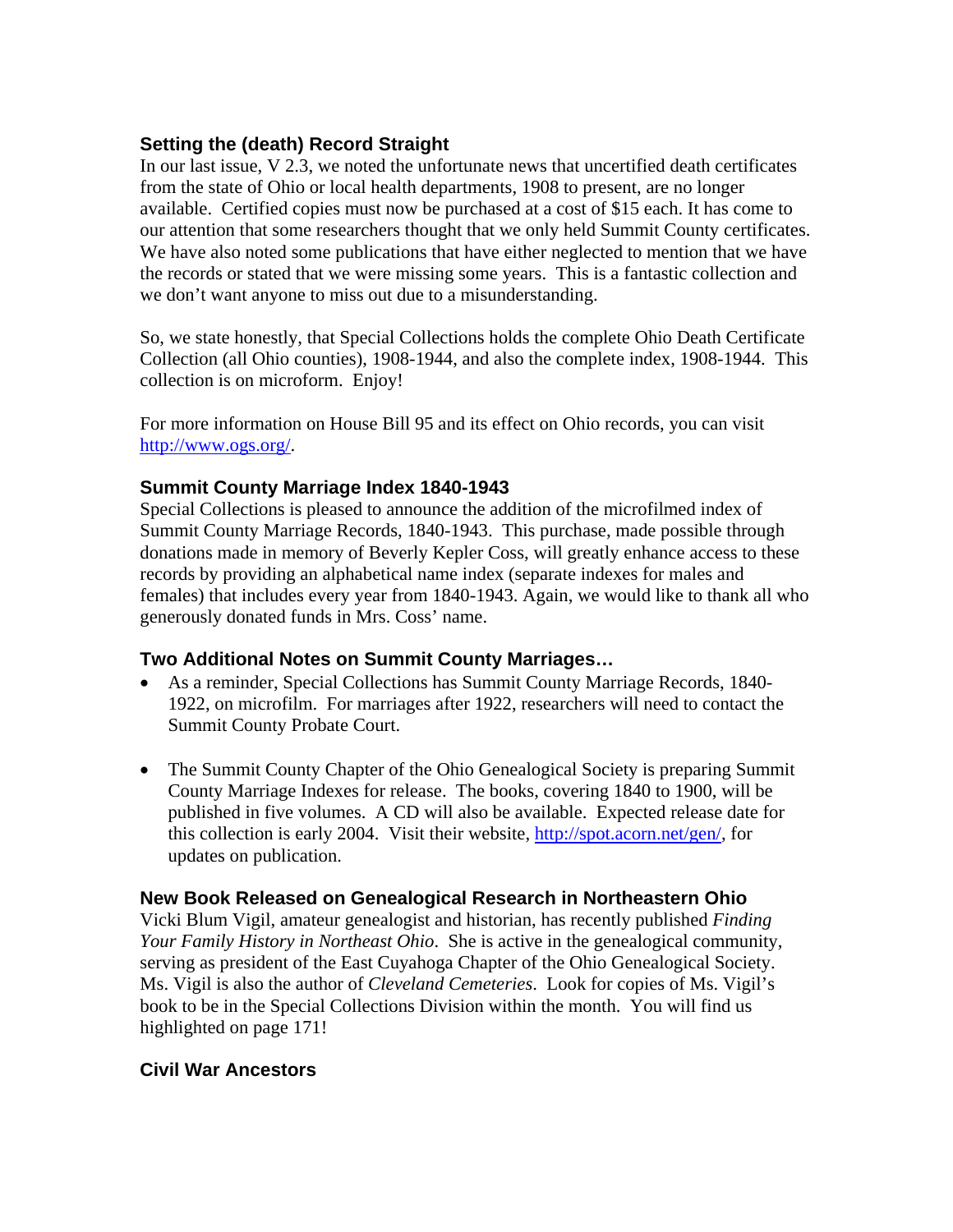### Setting the (death) Record Straight

In our last issue, V 2.3, we noted the unfortunate news that uncertified death certificates from the state of Ohio or local health departments, 1908 to present, are no longer available. Certified copies must now be purchased at a cost of $15 each. It has come to our attention that some researchers thought that we only held Summit County certificates. We have also noted some publications that have either neglected to mention that we have the records or stated that we were missing some years. This is a fantastic collection and we don't want anyone to miss out due to a misunderstanding.

So, we state honestly, that Special Collections holds the complete Ohio Death Certificate Collection (all Ohio counties), 1908-1944, and also the complete index, 1908-1944. This collection is on microform. Enjoy!

For more information on House Bill 95 and its effect on Ohio records, you can visit http://www.ogs.org/.

### Summit County Marriage Index 1840-1943

Special Collections is pleased to announce the addition of the microfilmed index of Summit County Marriage Records, 1840-1943. This purchase, made possible through donations made in memory of Beverly Kepler Coss, will greatly enhance access to these records by providing an alphabetical name index (separate indexes for males and females) that includes every year from 1840-1943. Again, we would like to thank all who generously donated funds in Mrs. Coss' name.

### Two Additional Notes on Summit County Marriages…

- As a reminder, Special Collections has Summit County Marriage Records, 1840-1922, on microfilm. For marriages after 1922, researchers will need to contact the Summit County Probate Court.

- The Summit County Chapter of the Ohio Genealogical Society is preparing Summit County Marriage Indexes for release. The books, covering 1840 to 1900, will be published in five volumes. A CD will also be available. Expected release date for this collection is early 2004. Visit their website, http://spot.acorn.net/gen/, for updates on publication.

### New Book Released on Genealogical Research in Northeastern Ohio

Vicki Blum Vigil, amateur genealogist and historian, has recently published *Finding Your Family History in Northeast Ohio*. She is active in the genealogical community, serving as president of the East Cuyahoga Chapter of the Ohio Genealogical Society. Ms. Vigil is also the author of *Cleveland Cemeteries*. Look for copies of Ms. Vigil's book to be in the Special Collections Division within the month. You will find us highlighted on page 171!

### Civil War Ancestors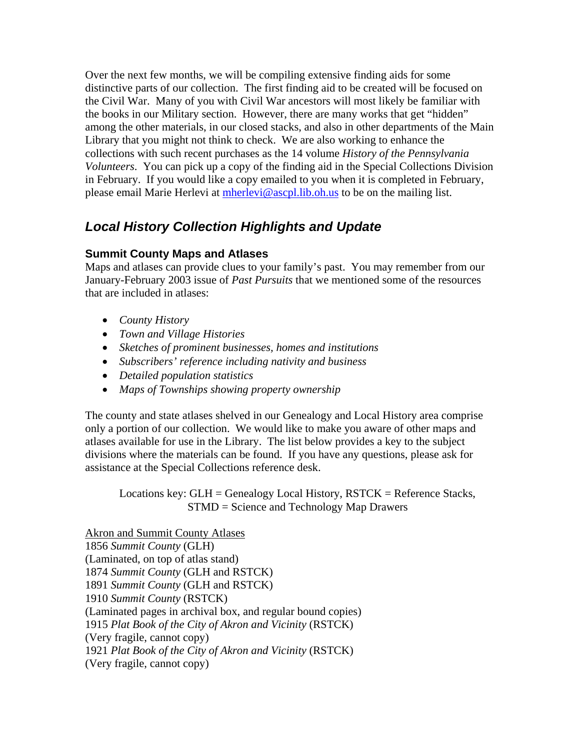Over the next few months, we will be compiling extensive finding aids for some distinctive parts of our collection. The first finding aid to be created will be focused on the Civil War. Many of you with Civil War ancestors will most likely be familiar with the books in our Military section. However, there are many works that get "hidden" among the other materials, in our closed stacks, and also in other departments of the Main Library that you might not think to check. We are also working to enhance the collections with such recent purchases as the 14 volume *History of the Pennsylvania Volunteers*. You can pick up a copy of the finding aid in the Special Collections Division in February. If you would like a copy emailed to you when it is completed in February, please email Marie Herlevi at [mherlevi@ascpl.lib.oh.us](mailto:mherlevi@ascpl.lib.oh.us) to be on the mailing list.

## *Local History Collection Highlights and Update*

### Summit County Maps and Atlases

Maps and atlases can provide clues to your family's past. You may remember from our January-February 2003 issue of *Past Pursuits* that we mentioned some of the resources that are included in atlases:

- *County History*
- *Town and Village Histories*
- *Sketches of prominent businesses, homes and institutions*
- *Subscribers' reference including nativity and business*
- *Detailed population statistics*
- *Maps of Townships showing property ownership*

The county and state atlases shelved in our Genealogy and Local History area comprise only a portion of our collection. We would like to make you aware of other maps and atlases available for use in the Library. The list below provides a key to the subject divisions where the materials can be found. If you have any questions, please ask for assistance at the Special Collections reference desk.

Locations key: GLH = Genealogy Local History, RSTCK = Reference Stacks, STMD = Science and Technology Map Drawers

Akron and Summit County Atlases

1856 *Summit County* (GLH)
(Laminated, on top of atlas stand)
1874 *Summit County* (GLH and RSTCK)
1891 *Summit County* (GLH and RSTCK)
1910 *Summit County* (RSTCK)
(Laminated pages in archival box, and regular bound copies)
1915 *Plat Book of the City of Akron and Vicinity* (RSTCK)
(Very fragile, cannot copy)
1921 *Plat Book of the City of Akron and Vicinity* (RSTCK)
(Very fragile, cannot copy)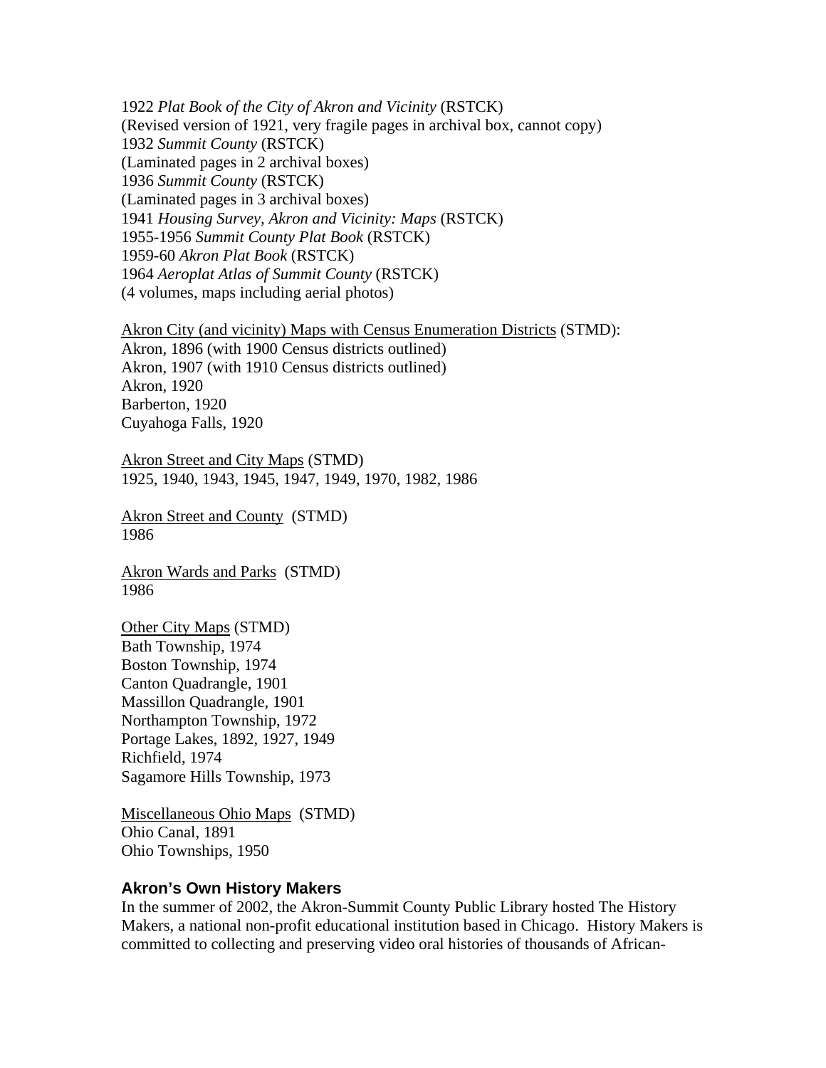1922 *Plat Book of the City of Akron and Vicinity* (RSTCK)
(Revised version of 1921, very fragile pages in archival box, cannot copy)
1932 *Summit County* (RSTCK)
(Laminated pages in 2 archival boxes)
1936 *Summit County* (RSTCK)
(Laminated pages in 3 archival boxes)
1941 *Housing Survey, Akron and Vicinity: Maps* (RSTCK)
1955-1956 *Summit County Plat Book* (RSTCK)
1959-60 *Akron Plat Book* (RSTCK)
1964 *Aeroplat Atlas of Summit County* (RSTCK)
(4 volumes, maps including aerial photos)

<u>Akron City (and vicinity) Maps with Census Enumeration Districts</u> (STMD):
Akron, 1896 (with 1900 Census districts outlined)
Akron, 1907 (with 1910 Census districts outlined)
Akron, 1920
Barberton, 1920
Cuyahoga Falls, 1920

<u>Akron Street and City Maps</u> (STMD)
1925, 1940, 1943, 1945, 1947, 1949, 1970, 1982, 1986

<u>Akron Street and County</u> (STMD)
1986

<u>Akron Wards and Parks</u> (STMD)
1986

<u>Other City Maps</u> (STMD)
Bath Township, 1974
Boston Township, 1974
Canton Quadrangle, 1901
Massillon Quadrangle, 1901
Northampton Township, 1972
Portage Lakes, 1892, 1927, 1949
Richfield, 1974
Sagamore Hills Township, 1973

<u>Miscellaneous Ohio Maps</u> (STMD)
Ohio Canal, 1891
Ohio Townships, 1950

### Akron's Own History Makers

In the summer of 2002, the Akron-Summit County Public Library hosted The History Makers, a national non-profit educational institution based in Chicago. History Makers is committed to collecting and preserving video oral histories of thousands of African-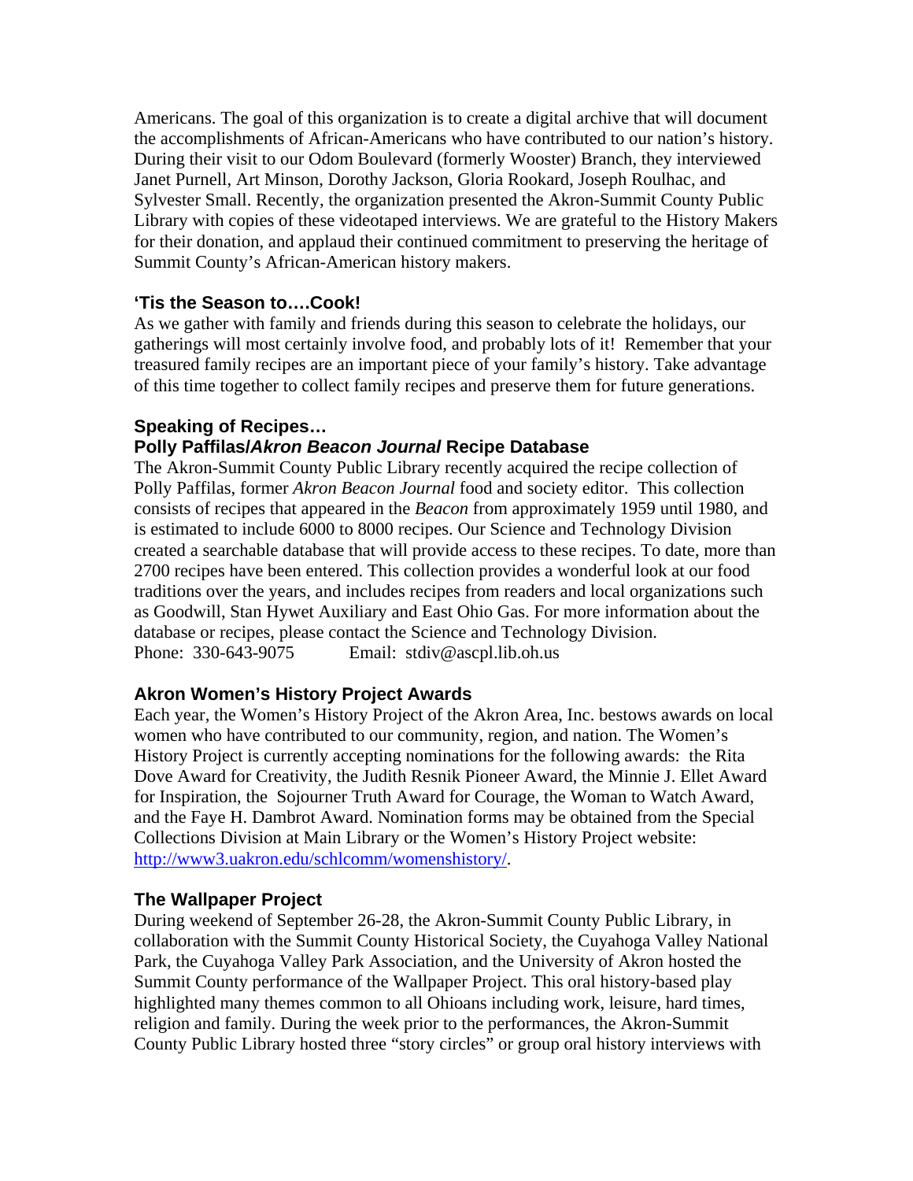Americans. The goal of this organization is to create a digital archive that will document the accomplishments of African-Americans who have contributed to our nation's history. During their visit to our Odom Boulevard (formerly Wooster) Branch, they interviewed Janet Purnell, Art Minson, Dorothy Jackson, Gloria Rookard, Joseph Roulhac, and Sylvester Small. Recently, the organization presented the Akron-Summit County Public Library with copies of these videotaped interviews. We are grateful to the History Makers for their donation, and applaud their continued commitment to preserving the heritage of Summit County's African-American history makers.

### 'Tis the Season to….Cook!

As we gather with family and friends during this season to celebrate the holidays, our gatherings will most certainly involve food, and probably lots of it!  Remember that your treasured family recipes are an important piece of your family's history. Take advantage of this time together to collect family recipes and preserve them for future generations.

### Speaking of Recipes…
### Polly Paffilas/*Akron Beacon Journal* Recipe Database

The Akron-Summit County Public Library recently acquired the recipe collection of Polly Paffilas, former *Akron Beacon Journal* food and society editor.  This collection consists of recipes that appeared in the *Beacon* from approximately 1959 until 1980, and is estimated to include 6000 to 8000 recipes. Our Science and Technology Division created a searchable database that will provide access to these recipes. To date, more than 2700 recipes have been entered. This collection provides a wonderful look at our food traditions over the years, and includes recipes from readers and local organizations such as Goodwill, Stan Hywet Auxiliary and East Ohio Gas. For more information about the database or recipes, please contact the Science and Technology Division.
Phone:  330-643-9075          Email:  stdiv@ascpl.lib.oh.us

### Akron Women's History Project Awards

Each year, the Women's History Project of the Akron Area, Inc. bestows awards on local women who have contributed to our community, region, and nation. The Women's History Project is currently accepting nominations for the following awards:  the Rita Dove Award for Creativity, the Judith Resnik Pioneer Award, the Minnie J. Ellet Award for Inspiration, the  Sojourner Truth Award for Courage, the Woman to Watch Award, and the Faye H. Dambrot Award. Nomination forms may be obtained from the Special Collections Division at Main Library or the Women's History Project website: http://www3.uakron.edu/schlcomm/womenshistory/.

### The Wallpaper Project

During weekend of September 26-28, the Akron-Summit County Public Library, in collaboration with the Summit County Historical Society, the Cuyahoga Valley National Park, the Cuyahoga Valley Park Association, and the University of Akron hosted the Summit County performance of the Wallpaper Project. This oral history-based play highlighted many themes common to all Ohioans including work, leisure, hard times, religion and family. During the week prior to the performances, the Akron-Summit County Public Library hosted three "story circles" or group oral history interviews with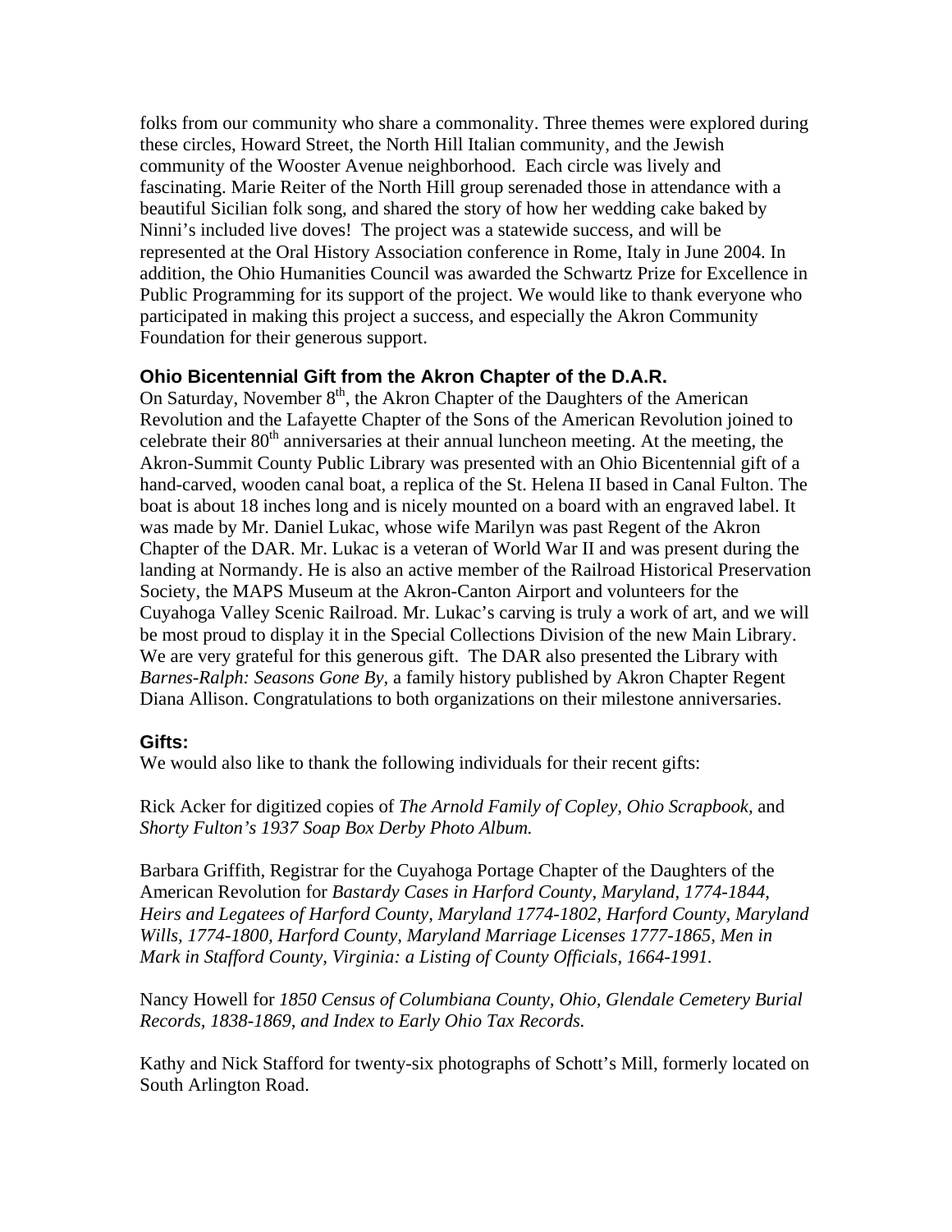folks from our community who share a commonality. Three themes were explored during these circles, Howard Street, the North Hill Italian community, and the Jewish community of the Wooster Avenue neighborhood. Each circle was lively and fascinating. Marie Reiter of the North Hill group serenaded those in attendance with a beautiful Sicilian folk song, and shared the story of how her wedding cake baked by Ninni's included live doves! The project was a statewide success, and will be represented at the Oral History Association conference in Rome, Italy in June 2004. In addition, the Ohio Humanities Council was awarded the Schwartz Prize for Excellence in Public Programming for its support of the project. We would like to thank everyone who participated in making this project a success, and especially the Akron Community Foundation for their generous support.

### Ohio Bicentennial Gift from the Akron Chapter of the D.A.R.

On Saturday, November 8th, the Akron Chapter of the Daughters of the American Revolution and the Lafayette Chapter of the Sons of the American Revolution joined to celebrate their 80th anniversaries at their annual luncheon meeting. At the meeting, the Akron-Summit County Public Library was presented with an Ohio Bicentennial gift of a hand-carved, wooden canal boat, a replica of the St. Helena II based in Canal Fulton. The boat is about 18 inches long and is nicely mounted on a board with an engraved label. It was made by Mr. Daniel Lukac, whose wife Marilyn was past Regent of the Akron Chapter of the DAR. Mr. Lukac is a veteran of World War II and was present during the landing at Normandy. He is also an active member of the Railroad Historical Preservation Society, the MAPS Museum at the Akron-Canton Airport and volunteers for the Cuyahoga Valley Scenic Railroad. Mr. Lukac's carving is truly a work of art, and we will be most proud to display it in the Special Collections Division of the new Main Library. We are very grateful for this generous gift. The DAR also presented the Library with *Barnes-Ralph: Seasons Gone By*, a family history published by Akron Chapter Regent Diana Allison. Congratulations to both organizations on their milestone anniversaries.

### Gifts:

We would also like to thank the following individuals for their recent gifts:

Rick Acker for digitized copies of *The Arnold Family of Copley, Ohio Scrapbook*, and *Shorty Fulton's 1937 Soap Box Derby Photo Album.*

Barbara Griffith, Registrar for the Cuyahoga Portage Chapter of the Daughters of the American Revolution for *Bastardy Cases in Harford County, Maryland, 1774-1844, Heirs and Legatees of Harford County, Maryland 1774-1802, Harford County, Maryland Wills, 1774-1800, Harford County, Maryland Marriage Licenses 1777-1865, Men in Mark in Stafford County, Virginia: a Listing of County Officials, 1664-1991.*

Nancy Howell for *1850 Census of Columbiana County, Ohio, Glendale Cemetery Burial Records, 1838-1869, and Index to Early Ohio Tax Records.*

Kathy and Nick Stafford for twenty-six photographs of Schott's Mill, formerly located on South Arlington Road.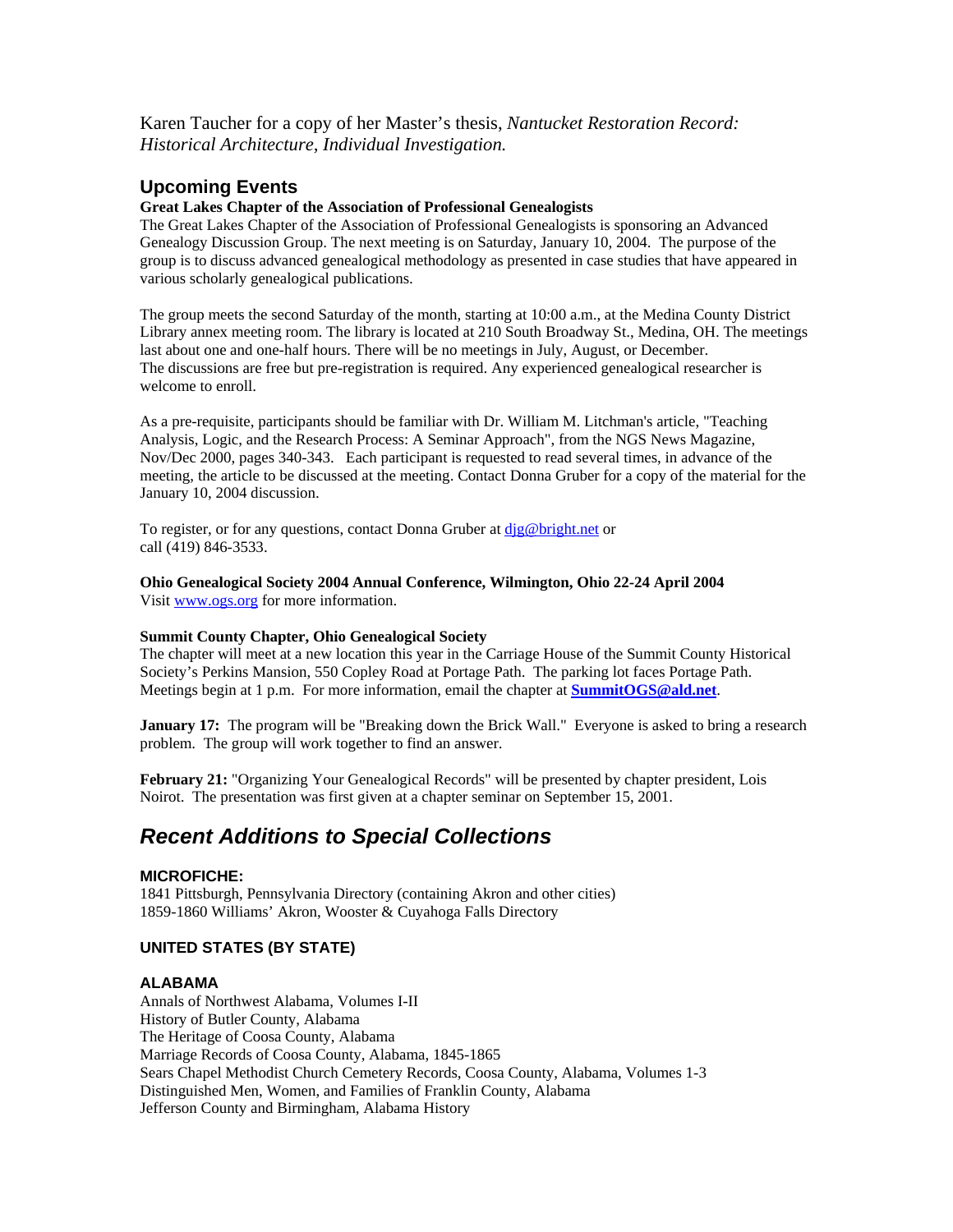Karen Taucher for a copy of her Master's thesis, *Nantucket Restoration Record: Historical Architecture, Individual Investigation.*

## Upcoming Events

**Great Lakes Chapter of the Association of Professional Genealogists**

The Great Lakes Chapter of the Association of Professional Genealogists is sponsoring an Advanced Genealogy Discussion Group. The next meeting is on Saturday, January 10, 2004. The purpose of the group is to discuss advanced genealogical methodology as presented in case studies that have appeared in various scholarly genealogical publications.

The group meets the second Saturday of the month, starting at 10:00 a.m., at the Medina County District Library annex meeting room. The library is located at 210 South Broadway St., Medina, OH. The meetings last about one and one-half hours. There will be no meetings in July, August, or December. The discussions are free but pre-registration is required. Any experienced genealogical researcher is welcome to enroll.

As a pre-requisite, participants should be familiar with Dr. William M. Litchman's article, "Teaching Analysis, Logic, and the Research Process: A Seminar Approach", from the NGS News Magazine, Nov/Dec 2000, pages 340-343. Each participant is requested to read several times, in advance of the meeting, the article to be discussed at the meeting. Contact Donna Gruber for a copy of the material for the January 10, 2004 discussion.

To register, or for any questions, contact Donna Gruber at djg@bright.net or call (419) 846-3533.

**Ohio Genealogical Society 2004 Annual Conference, Wilmington, Ohio 22-24 April 2004**

Visit www.ogs.org for more information.

**Summit County Chapter, Ohio Genealogical Society**

The chapter will meet at a new location this year in the Carriage House of the Summit County Historical Society's Perkins Mansion, 550 Copley Road at Portage Path. The parking lot faces Portage Path. Meetings begin at 1 p.m. For more information, email the chapter at **SummitOGS@ald.net**.

**January 17:** The program will be "Breaking down the Brick Wall." Everyone is asked to bring a research problem. The group will work together to find an answer.

**February 21:** "Organizing Your Genealogical Records" will be presented by chapter president, Lois Noirot. The presentation was first given at a chapter seminar on September 15, 2001.

## *Recent Additions to Special Collections*

### MICROFICHE:

1841 Pittsburgh, Pennsylvania Directory (containing Akron and other cities)
1859-1860 Williams' Akron, Wooster & Cuyahoga Falls Directory

### UNITED STATES (BY STATE)

### ALABAMA

Annals of Northwest Alabama, Volumes I-II
History of Butler County, Alabama
The Heritage of Coosa County, Alabama
Marriage Records of Coosa County, Alabama, 1845-1865
Sears Chapel Methodist Church Cemetery Records, Coosa County, Alabama, Volumes 1-3
Distinguished Men, Women, and Families of Franklin County, Alabama
Jefferson County and Birmingham, Alabama History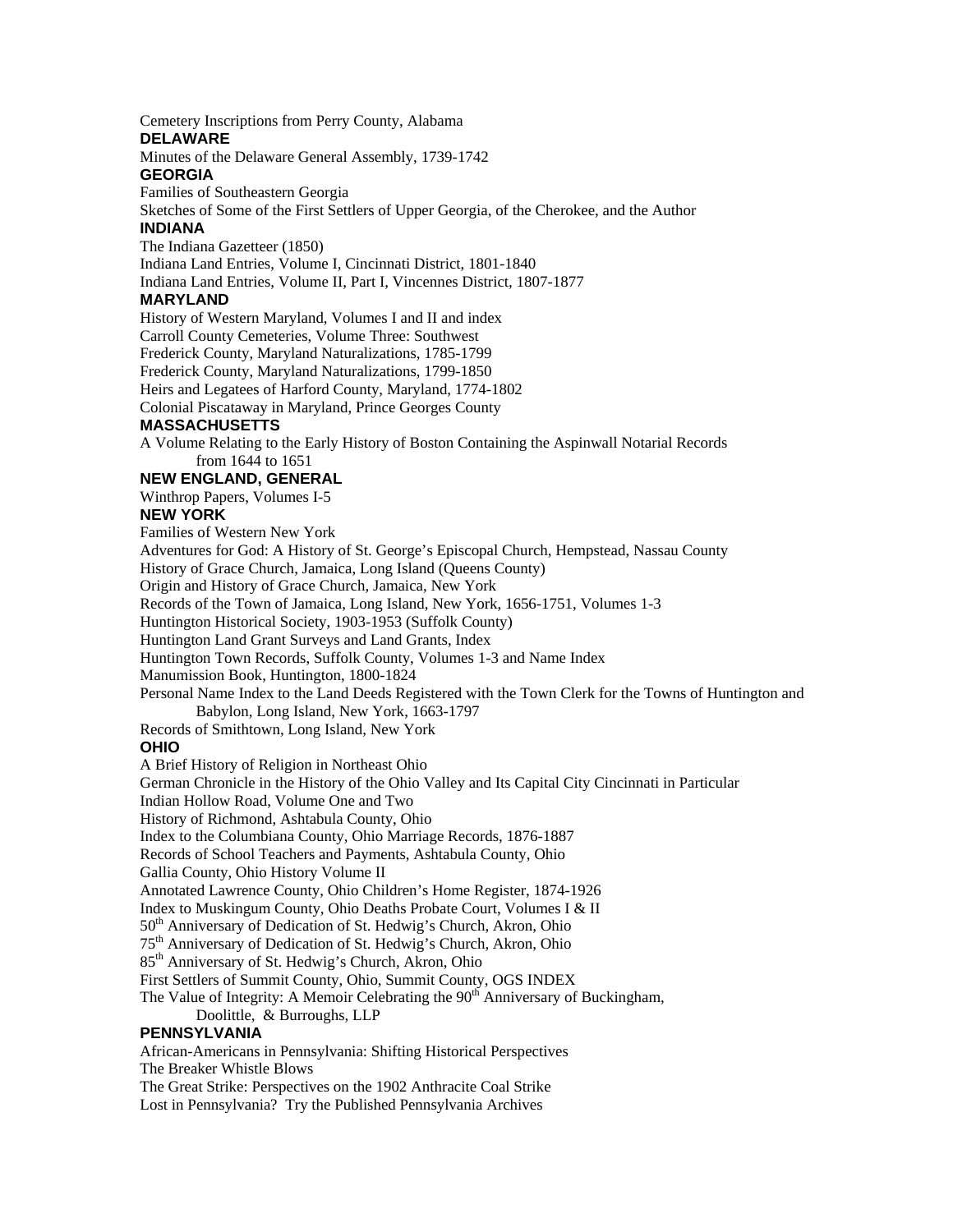Cemetery Inscriptions from Perry County, Alabama

### DELAWARE

Minutes of the Delaware General Assembly, 1739-1742

### GEORGIA

Families of Southeastern Georgia

Sketches of Some of the First Settlers of Upper Georgia, of the Cherokee, and the Author

### INDIANA

The Indiana Gazetteer (1850)

Indiana Land Entries, Volume I, Cincinnati District, 1801-1840

Indiana Land Entries, Volume II, Part I, Vincennes District, 1807-1877

### MARYLAND

History of Western Maryland, Volumes I and II and index

Carroll County Cemeteries, Volume Three: Southwest

Frederick County, Maryland Naturalizations, 1785-1799

Frederick County, Maryland Naturalizations, 1799-1850

Heirs and Legatees of Harford County, Maryland, 1774-1802

Colonial Piscataway in Maryland, Prince Georges County

### MASSACHUSETTS

A Volume Relating to the Early History of Boston Containing the Aspinwall Notarial Records from 1644 to 1651

### NEW ENGLAND, GENERAL

Winthrop Papers, Volumes I-5

### NEW YORK

Families of Western New York

Adventures for God: A History of St. George's Episcopal Church, Hempstead, Nassau County

History of Grace Church, Jamaica, Long Island (Queens County)

Origin and History of Grace Church, Jamaica, New York

Records of the Town of Jamaica, Long Island, New York, 1656-1751, Volumes 1-3

Huntington Historical Society, 1903-1953 (Suffolk County)

Huntington Land Grant Surveys and Land Grants, Index

Huntington Town Records, Suffolk County, Volumes 1-3 and Name Index

Manumission Book, Huntington, 1800-1824

Personal Name Index to the Land Deeds Registered with the Town Clerk for the Towns of Huntington and Babylon, Long Island, New York, 1663-1797

Records of Smithtown, Long Island, New York

### OHIO

A Brief History of Religion in Northeast Ohio

German Chronicle in the History of the Ohio Valley and Its Capital City Cincinnati in Particular

Indian Hollow Road, Volume One and Two

History of Richmond, Ashtabula County, Ohio

Index to the Columbiana County, Ohio Marriage Records, 1876-1887

Records of School Teachers and Payments, Ashtabula County, Ohio

Gallia County, Ohio History Volume II

Annotated Lawrence County, Ohio Children's Home Register, 1874-1926

Index to Muskingum County, Ohio Deaths Probate Court, Volumes I & II

50th Anniversary of Dedication of St. Hedwig's Church, Akron, Ohio

75th Anniversary of Dedication of St. Hedwig's Church, Akron, Ohio

85th Anniversary of St. Hedwig's Church, Akron, Ohio

First Settlers of Summit County, Ohio, Summit County, OGS INDEX

The Value of Integrity: A Memoir Celebrating the 90th Anniversary of Buckingham, Doolittle, & Burroughs, LLP

### PENNSYLVANIA

African-Americans in Pennsylvania: Shifting Historical Perspectives

The Breaker Whistle Blows

The Great Strike: Perspectives on the 1902 Anthracite Coal Strike

Lost in Pennsylvania? Try the Published Pennsylvania Archives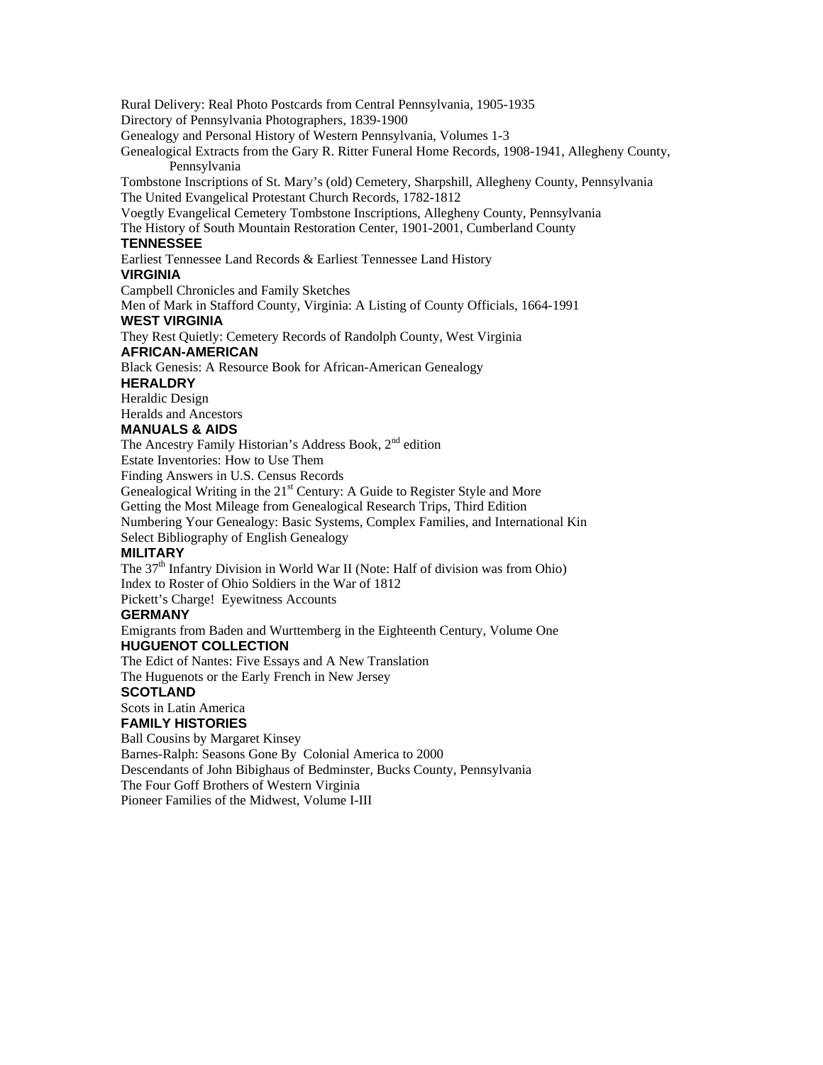Rural Delivery: Real Photo Postcards from Central Pennsylvania, 1905-1935
Directory of Pennsylvania Photographers, 1839-1900
Genealogy and Personal History of Western Pennsylvania, Volumes 1-3
Genealogical Extracts from the Gary R. Ritter Funeral Home Records, 1908-1941, Allegheny County, Pennsylvania
Tombstone Inscriptions of St. Mary's (old) Cemetery, Sharpshill, Allegheny County, Pennsylvania
The United Evangelical Protestant Church Records, 1782-1812
Voegtly Evangelical Cemetery Tombstone Inscriptions, Allegheny County, Pennsylvania
The History of South Mountain Restoration Center, 1901-2001, Cumberland County

### TENNESSEE

Earliest Tennessee Land Records & Earliest Tennessee Land History

### VIRGINIA

Campbell Chronicles and Family Sketches
Men of Mark in Stafford County, Virginia: A Listing of County Officials, 1664-1991

### WEST VIRGINIA

They Rest Quietly: Cemetery Records of Randolph County, West Virginia

### AFRICAN-AMERICAN

Black Genesis: A Resource Book for African-American Genealogy

### HERALDRY

Heraldic Design
Heralds and Ancestors

### MANUALS & AIDS

The Ancestry Family Historian's Address Book, 2nd edition
Estate Inventories: How to Use Them
Finding Answers in U.S. Census Records
Genealogical Writing in the 21st Century: A Guide to Register Style and More
Getting the Most Mileage from Genealogical Research Trips, Third Edition
Numbering Your Genealogy: Basic Systems, Complex Families, and International Kin
Select Bibliography of English Genealogy

### MILITARY

The 37th Infantry Division in World War II (Note: Half of division was from Ohio)
Index to Roster of Ohio Soldiers in the War of 1812
Pickett's Charge! Eyewitness Accounts

### GERMANY

Emigrants from Baden and Wurttemberg in the Eighteenth Century, Volume One

### HUGUENOT COLLECTION

The Edict of Nantes: Five Essays and A New Translation
The Huguenots or the Early French in New Jersey

### SCOTLAND

Scots in Latin America

### FAMILY HISTORIES

Ball Cousins by Margaret Kinsey
Barnes-Ralph: Seasons Gone By Colonial America to 2000
Descendants of John Bibighaus of Bedminster, Bucks County, Pennsylvania
The Four Goff Brothers of Western Virginia
Pioneer Families of the Midwest, Volume I-III